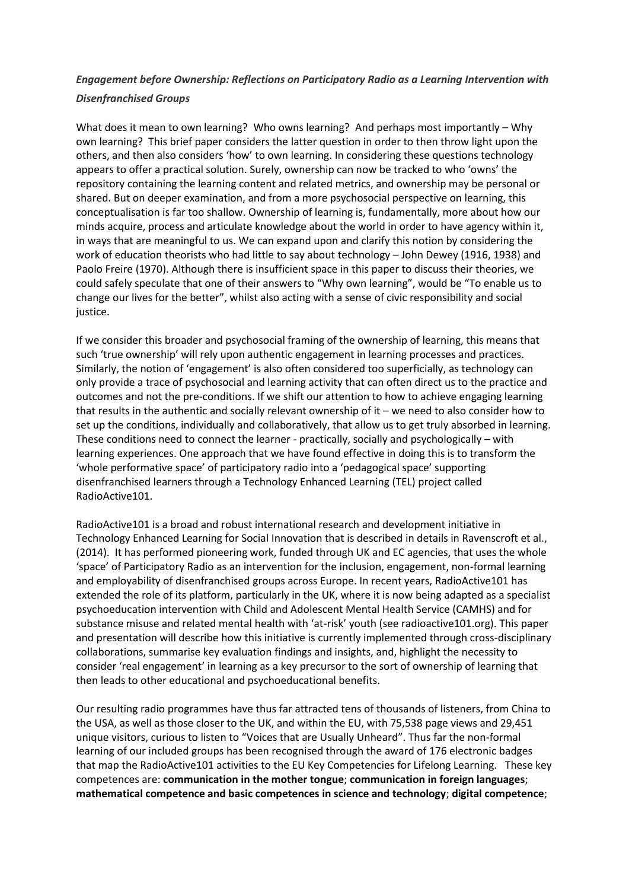***Engagement before Ownership: Reflections on Participatory Radio as a Learning Intervention with Disenfranchised Groups***

What does it mean to own learning? Who owns learning? And perhaps most importantly – Why own learning? This brief paper considers the latter question in order to then throw light upon the others, and then also considers 'how' to own learning. In considering these questions technology appears to offer a practical solution. Surely, ownership can now be tracked to who 'owns' the repository containing the learning content and related metrics, and ownership may be personal or shared. But on deeper examination, and from a more psychosocial perspective on learning, this conceptualisation is far too shallow. Ownership of learning is, fundamentally, more about how our minds acquire, process and articulate knowledge about the world in order to have agency within it, in ways that are meaningful to us. We can expand upon and clarify this notion by considering the work of education theorists who had little to say about technology – John Dewey (1916, 1938) and Paolo Freire (1970). Although there is insufficient space in this paper to discuss their theories, we could safely speculate that one of their answers to "Why own learning", would be "To enable us to change our lives for the better", whilst also acting with a sense of civic responsibility and social justice.

If we consider this broader and psychosocial framing of the ownership of learning, this means that such 'true ownership' will rely upon authentic engagement in learning processes and practices. Similarly, the notion of 'engagement' is also often considered too superficially, as technology can only provide a trace of psychosocial and learning activity that can often direct us to the practice and outcomes and not the pre-conditions. If we shift our attention to how to achieve engaging learning that results in the authentic and socially relevant ownership of it – we need to also consider how to set up the conditions, individually and collaboratively, that allow us to get truly absorbed in learning. These conditions need to connect the learner - practically, socially and psychologically – with learning experiences. One approach that we have found effective in doing this is to transform the 'whole performative space' of participatory radio into a 'pedagogical space' supporting disenfranchised learners through a Technology Enhanced Learning (TEL) project called RadioActive101.

RadioActive101 is a broad and robust international research and development initiative in Technology Enhanced Learning for Social Innovation that is described in details in Ravenscroft et al., (2014). It has performed pioneering work, funded through UK and EC agencies, that uses the whole 'space' of Participatory Radio as an intervention for the inclusion, engagement, non-formal learning and employability of disenfranchised groups across Europe. In recent years, RadioActive101 has extended the role of its platform, particularly in the UK, where it is now being adapted as a specialist psychoeducation intervention with Child and Adolescent Mental Health Service (CAMHS) and for substance misuse and related mental health with 'at-risk' youth (see radioactive101.org). This paper and presentation will describe how this initiative is currently implemented through cross-disciplinary collaborations, summarise key evaluation findings and insights, and, highlight the necessity to consider 'real engagement' in learning as a key precursor to the sort of ownership of learning that then leads to other educational and psychoeducational benefits.

Our resulting radio programmes have thus far attracted tens of thousands of listeners, from China to the USA, as well as those closer to the UK, and within the EU, with 75,538 page views and 29,451 unique visitors, curious to listen to "Voices that are Usually Unheard". Thus far the non-formal learning of our included groups has been recognised through the award of 176 electronic badges that map the RadioActive101 activities to the EU Key Competencies for Lifelong Learning. These key competences are: **communication in the mother tongue**; **communication in foreign languages**; **mathematical competence and basic competences in science and technology**; **digital competence**;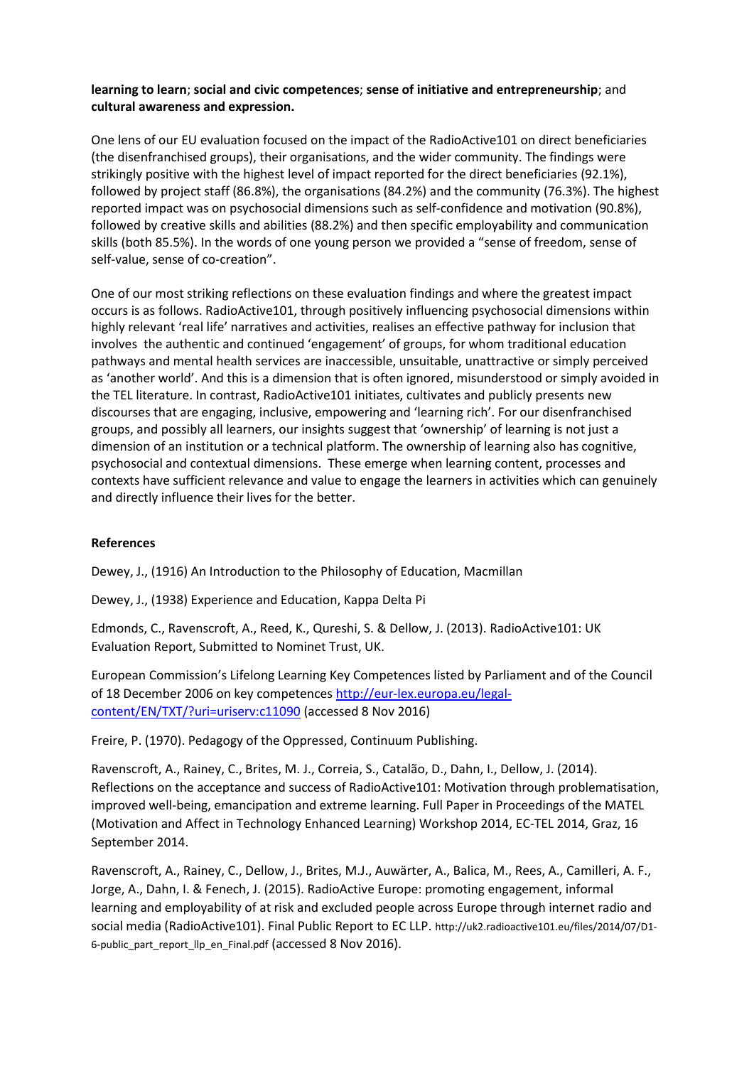**learning to learn**; **social and civic competences**; **sense of initiative and entrepreneurship**; and **cultural awareness and expression.**

One lens of our EU evaluation focused on the impact of the RadioActive101 on direct beneficiaries (the disenfranchised groups), their organisations, and the wider community. The findings were strikingly positive with the highest level of impact reported for the direct beneficiaries (92.1%), followed by project staff (86.8%), the organisations (84.2%) and the community (76.3%). The highest reported impact was on psychosocial dimensions such as self-confidence and motivation (90.8%), followed by creative skills and abilities (88.2%) and then specific employability and communication skills (both 85.5%). In the words of one young person we provided a "sense of freedom, sense of self-value, sense of co-creation".

One of our most striking reflections on these evaluation findings and where the greatest impact occurs is as follows. RadioActive101, through positively influencing psychosocial dimensions within highly relevant 'real life' narratives and activities, realises an effective pathway for inclusion that involves the authentic and continued 'engagement' of groups, for whom traditional education pathways and mental health services are inaccessible, unsuitable, unattractive or simply perceived as 'another world'. And this is a dimension that is often ignored, misunderstood or simply avoided in the TEL literature. In contrast, RadioActive101 initiates, cultivates and publicly presents new discourses that are engaging, inclusive, empowering and 'learning rich'. For our disenfranchised groups, and possibly all learners, our insights suggest that 'ownership' of learning is not just a dimension of an institution or a technical platform. The ownership of learning also has cognitive, psychosocial and contextual dimensions. These emerge when learning content, processes and contexts have sufficient relevance and value to engage the learners in activities which can genuinely and directly influence their lives for the better.

**References**

Dewey, J., (1916) An Introduction to the Philosophy of Education, Macmillan

Dewey, J., (1938) Experience and Education, Kappa Delta Pi

Edmonds, C., Ravenscroft, A., Reed, K., Qureshi, S. & Dellow, J. (2013). RadioActive101: UK Evaluation Report, Submitted to Nominet Trust, UK.

European Commission's Lifelong Learning Key Competences listed by Parliament and of the Council of 18 December 2006 on key competences http://eur-lex.europa.eu/legal-content/EN/TXT/?uri=uriserv:c11090 (accessed 8 Nov 2016)

Freire, P. (1970). Pedagogy of the Oppressed, Continuum Publishing.

Ravenscroft, A., Rainey, C., Brites, M. J., Correia, S., Catalão, D., Dahn, I., Dellow, J. (2014). Reflections on the acceptance and success of RadioActive101: Motivation through problematisation, improved well-being, emancipation and extreme learning. Full Paper in Proceedings of the MATEL (Motivation and Affect in Technology Enhanced Learning) Workshop 2014, EC-TEL 2014, Graz, 16 September 2014.

Ravenscroft, A., Rainey, C., Dellow, J., Brites, M.J., Auwärter, A., Balica, M., Rees, A., Camilleri, A. F., Jorge, A., Dahn, I. & Fenech, J. (2015). RadioActive Europe: promoting engagement, informal learning and employability of at risk and excluded people across Europe through internet radio and social media (RadioActive101). Final Public Report to EC LLP. http://uk2.radioactive101.eu/files/2014/07/D1-6-public_part_report_llp_en_Final.pdf (accessed 8 Nov 2016).